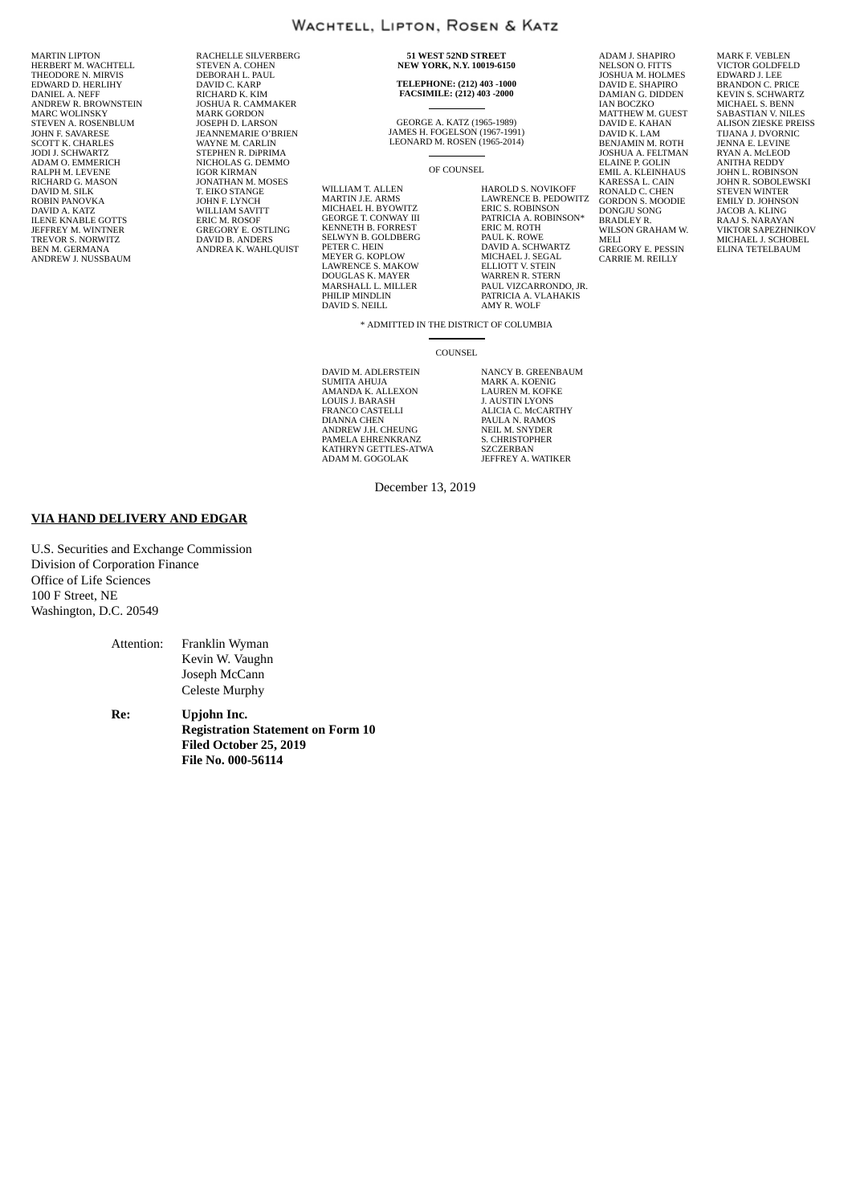# WACHTELL, LIPTON, ROSEN & KATZ

MARTIN LIPTON
HERBERT M. WACHTELL
THEODORE N. MIRVIS
EDWARD D. HERLIHY
DANIEL A. NEFF
ANDREW R. BROWNSTEIN
MARC WOLINSKY
STEVEN A. ROSENBLUM
JOHN F. SAVARESE
SCOTT K. CHARLES
JODI J. SCHWARTZ
ADAM O. EMMERICH
RALPH M. LEVENE
RICHARD G. MASON
DAVID M. SILK
ROBIN PANOVKA
DAVID A. KATZ
ILENE KNABLE GOTTS
JEFFREY M. WINTNER
TREVOR S. NORWITZ
BEN M. GERMANA
ANDREW J. NUSSBAUM

RACHELLE SILVERBERG
STEVEN A. COHEN
DEBORAH L. PAUL
DAVID C. KARP
RICHARD K. KIM
JOSHUA R. CAMMAKER
MARK GORDON
JOSEPH D. LARSON
JEANNEMARIE O'BRIEN
WAYNE M. CARLIN
STEPHEN R. DiPRIMA
NICHOLAS G. DEMMO
IGOR KIRMAN
JONATHAN M. MOSES
T. EIKO STANGE
JOHN F. LYNCH
WILLIAM SAVITT
ERIC M. ROSOF
GREGORY E. OSTLING
DAVID B. ANDERS
ANDREA K. WAHLQUIST

**51 WEST 52ND STREET**
**NEW YORK, N.Y. 10019-6150**

**TELEPHONE: (212) 403 -1000**
**FACSIMILE: (212) 403 -2000**

GEORGE A. KATZ (1965-1989)
JAMES H. FOGELSON (1967-1991)
LEONARD M. ROSEN (1965-2014)

OF COUNSEL

WILLIAM T. ALLEN
MARTIN J.E. ARMS
MICHAEL H. BYOWITZ
GEORGE T. CONWAY III
KENNETH B. FORREST
SELWYN B. GOLDBERG
PETER C. HEIN
MEYER G. KOPLOW
LAWRENCE S. MAKOW
DOUGLAS K. MAYER
MARSHALL L. MILLER
PHILIP MINDLIN
DAVID S. NEILL

HAROLD S. NOVIKOFF
LAWRENCE B. PEDOWITZ
ERIC S. ROBINSON
PATRICIA A. ROBINSON*
ERIC M. ROTH
PAUL K. ROWE
DAVID A. SCHWARTZ
MICHAEL J. SEGAL
ELLIOTT V. STEIN
WARREN R. STERN
PAUL VIZCARRONDO, JR.
PATRICIA A. VLAHAKIS
AMY R. WOLF

\* ADMITTED IN THE DISTRICT OF COLUMBIA

COUNSEL

DAVID M. ADLERSTEIN
SUMITA AHUJA
AMANDA K. ALLEXON
LOUIS J. BARASH
FRANCO CASTELLI
DIANNA CHEN
ANDREW J.H. CHEUNG
PAMELA EHRENKRANZ
KATHRYN GETTLES-ATWA
ADAM M. GOGOLAK

NANCY B. GREENBAUM
MARK A. KOENIG
LAUREN M. KOFKE
J. AUSTIN LYONS
ALICIA C. McCARTHY
PAULA N. RAMOS
NEIL M. SNYDER
S. CHRISTOPHER SZCZERBAN
JEFFREY A. WATIKER

ADAM J. SHAPIRO
NELSON O. FITTS
JOSHUA M. HOLMES
DAVID E. SHAPIRO
DAMIAN G. DIDDEN
IAN BOCZKO
MATTHEW M. GUEST
DAVID E. KAHAN
DAVID K. LAM
BENJAMIN M. ROTH
JOSHUA A. FELTMAN
ELAINE P. GOLIN
EMIL A. KLEINHAUS
KARESSA L. CAIN
RONALD C. CHEN
GORDON S. MOODIE
DONGJU SONG
BRADLEY R. WILSON
GRAHAM W. MELI
GREGORY E. PESSIN
CARRIE M. REILLY

MARK F. VEBLEN
VICTOR GOLDFELD
EDWARD J. LEE
BRANDON C. PRICE
KEVIN S. SCHWARTZ
MICHAEL S. BENN
SABASTIAN V. NILES
ALISON ZIESKE PREISS
TIJANA J. DVORNIC
JENNA E. LEVINE
RYAN A. McLEOD
ANITHA REDDY
JOHN L. ROBINSON
JOHN R. SOBOLEWSKI
STEVEN WINTER
EMILY D. JOHNSON
JACOB A. KLING
RAAJ S. NARAYAN
VIKTOR SAPEZHNIKOV
MICHAEL J. SCHOBEL
ELINA TETELBAUM

December 13, 2019

**VIA HAND DELIVERY AND EDGAR**

U.S. Securities and Exchange Commission
Division of Corporation Finance
Office of Life Sciences
100 F Street, NE
Washington, D.C. 20549

Attention: Franklin Wyman
Kevin W. Vaughn
Joseph McCann
Celeste Murphy

**Re: Upjohn Inc.**
**Registration Statement on Form 10**
**Filed October 25, 2019**
**File No. 000-56114**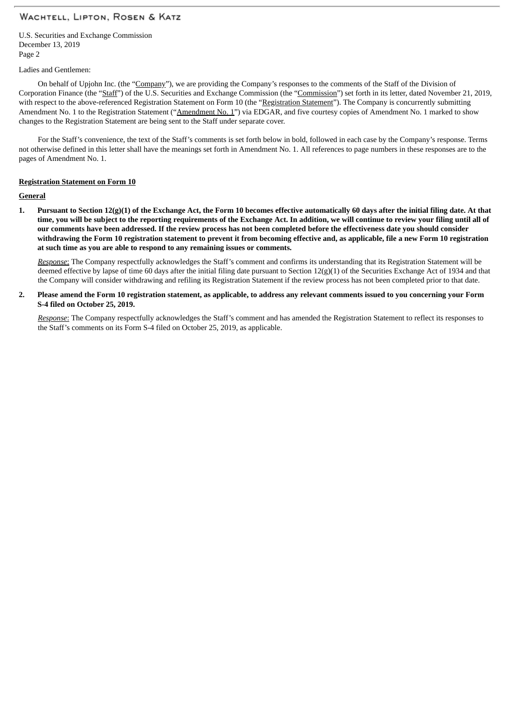Ladies and Gentlemen:

On behalf of Upjohn Inc. (the "Company"), we are providing the Company's responses to the comments of the Staff of the Division of Corporation Finance (the "Staff") of the U.S. Securities and Exchange Commission (the "Commission") set forth in its letter, dated November 21, 2019, with respect to the above-referenced Registration Statement on Form 10 (the "Registration Statement"). The Company is concurrently submitting Amendment No. 1 to the Registration Statement ("Amendment No. 1") via EDGAR, and five courtesy copies of Amendment No. 1 marked to show changes to the Registration Statement are being sent to the Staff under separate cover.

For the Staff's convenience, the text of the Staff's comments is set forth below in bold, followed in each case by the Company's response. Terms not otherwise defined in this letter shall have the meanings set forth in Amendment No. 1. All references to page numbers in these responses are to the pages of Amendment No. 1.

**Registration Statement on Form 10**

**General**

1. **Pursuant to Section 12(g)(1) of the Exchange Act, the Form 10 becomes effective automatically 60 days after the initial filing date. At that time, you will be subject to the reporting requirements of the Exchange Act. In addition, we will continue to review your filing until all of our comments have been addressed. If the review process has not been completed before the effectiveness date you should consider withdrawing the Form 10 registration statement to prevent it from becoming effective and, as applicable, file a new Form 10 registration at such time as you are able to respond to any remaining issues or comments.**

   *Response*: The Company respectfully acknowledges the Staff's comment and confirms its understanding that its Registration Statement will be deemed effective by lapse of time 60 days after the initial filing date pursuant to Section 12(g)(1) of the Securities Exchange Act of 1934 and that the Company will consider withdrawing and refiling its Registration Statement if the review process has not been completed prior to that date.

2. **Please amend the Form 10 registration statement, as applicable, to address any relevant comments issued to you concerning your Form S-4 filed on October 25, 2019.**

   *Response*: The Company respectfully acknowledges the Staff's comment and has amended the Registration Statement to reflect its responses to the Staff's comments on its Form S-4 filed on October 25, 2019, as applicable.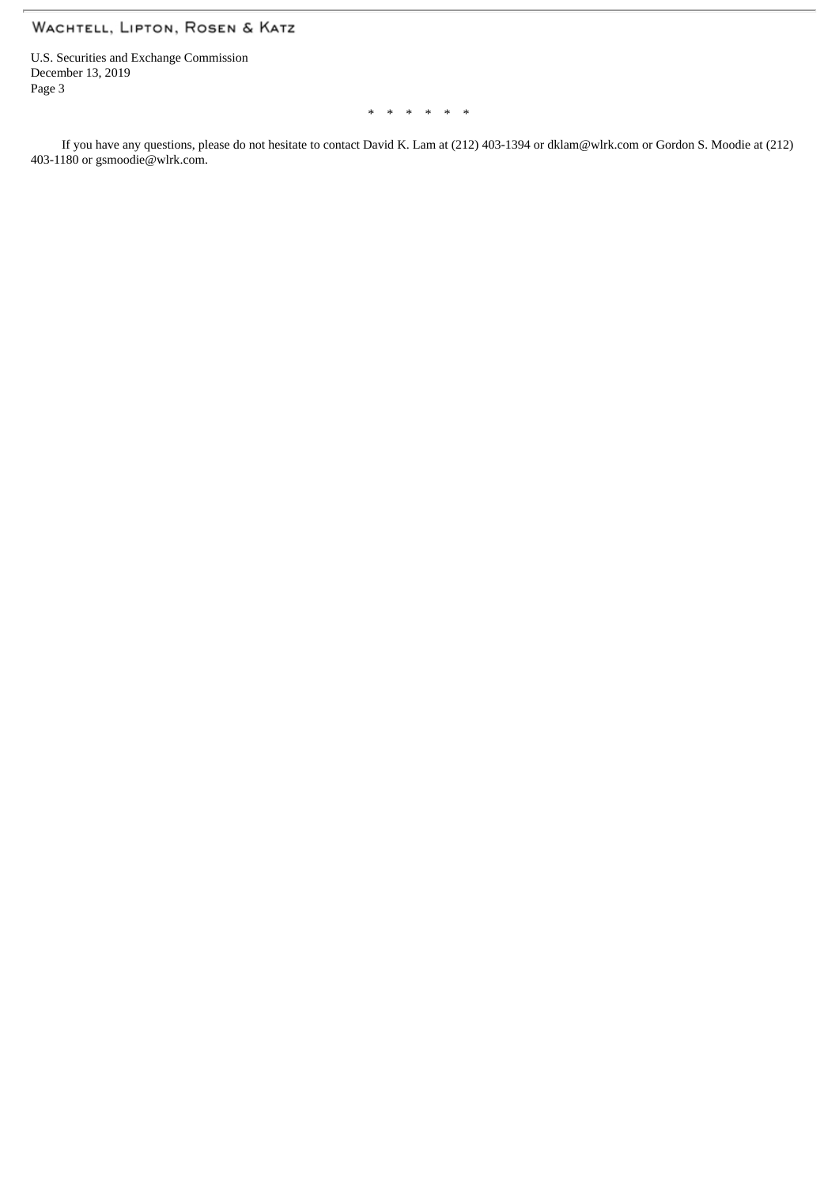\* \* \* \* \* \*

If you have any questions, please do not hesitate to contact David K. Lam at (212) 403-1394 or dklam@wlrk.com or Gordon S. Moodie at (212) 403-1180 or gsmoodie@wlrk.com.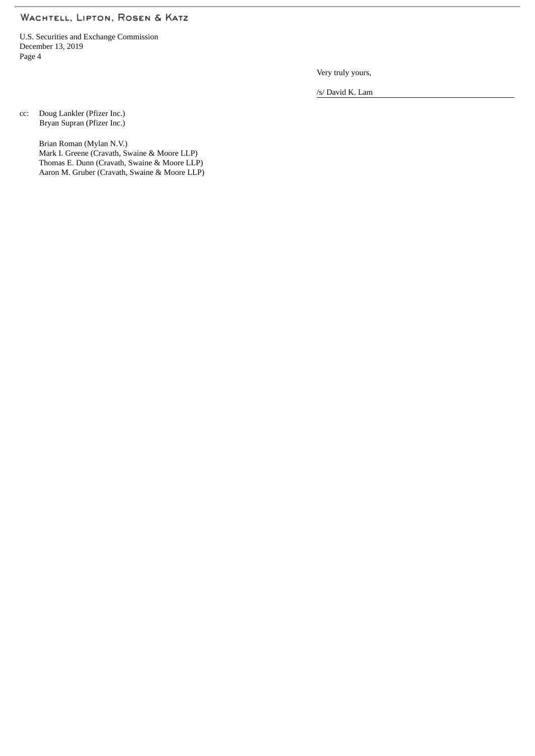Very truly yours,

/s/ David K. Lam

cc: Doug Lankler (Pfizer Inc.)
Bryan Supran (Pfizer Inc.)

Brian Roman (Mylan N.V.)
Mark I. Greene (Cravath, Swaine & Moore LLP)
Thomas E. Dunn (Cravath, Swaine & Moore LLP)
Aaron M. Gruber (Cravath, Swaine & Moore LLP)